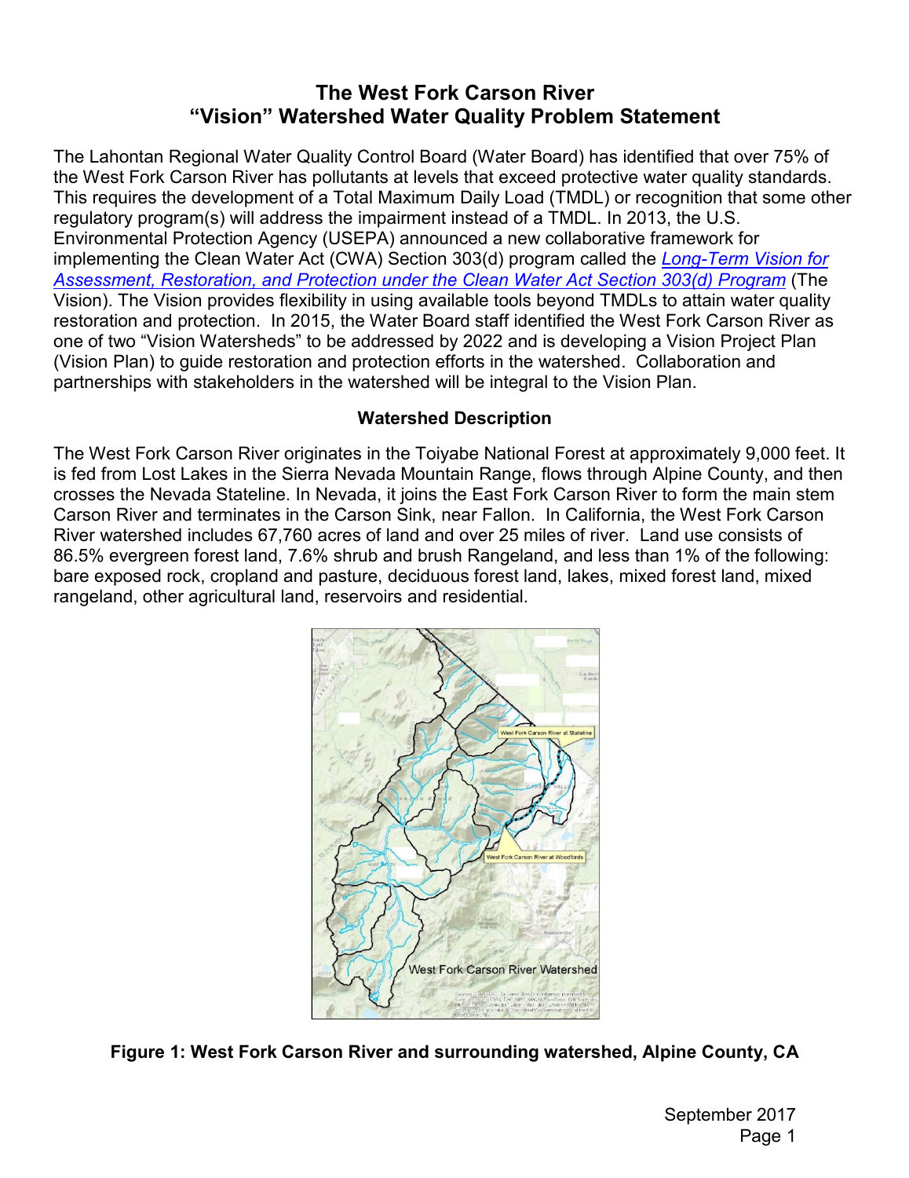# The West Fork Carson River "Vision" Watershed Water Quality Problem Statement

The Lahontan Regional Water Quality Control Board (Water Board) has identified that over 75% of the West Fork Carson River has pollutants at levels that exceed protective water quality standards. This requires the development of a Total Maximum Daily Load (TMDL) or recognition that some other regulatory program(s) will address the impairment instead of a TMDL. In 2013, the U.S. Environmental Protection Agency (USEPA) announced a new collaborative framework for implementing the Clean Water Act (CWA) Section 303(d) program called the *Long-Term Vision for Assessment, Restoration, and Protection under the Clean Water Act Section 303(d) Program* (The Vision). The Vision provides flexibility in using available tools beyond TMDLs to attain water quality restoration and protection. In 2015, the Water Board staff identified the West Fork Carson River as one of two "Vision Watersheds" to be addressed by 2022 and is developing a Vision Project Plan (Vision Plan) to guide restoration and protection efforts in the watershed. Collaboration and partnerships with stakeholders in the watershed will be integral to the Vision Plan.

## Watershed Description

The West Fork Carson River originates in the Toiyabe National Forest at approximately 9,000 feet. It is fed from Lost Lakes in the Sierra Nevada Mountain Range, flows through Alpine County, and then crosses the Nevada Stateline. In Nevada, it joins the East Fork Carson River to form the main stem Carson River and terminates in the Carson Sink, near Fallon. In California, the West Fork Carson River watershed includes 67,760 acres of land and over 25 miles of river. Land use consists of 86.5% evergreen forest land, 7.6% shrub and brush Rangeland, and less than 1% of the following: bare exposed rock, cropland and pasture, deciduous forest land, lakes, mixed forest land, mixed rangeland, other agricultural land, reservoirs and residential.

**Figure 1: West Fork Carson River and surrounding watershed, Alpine County, CA**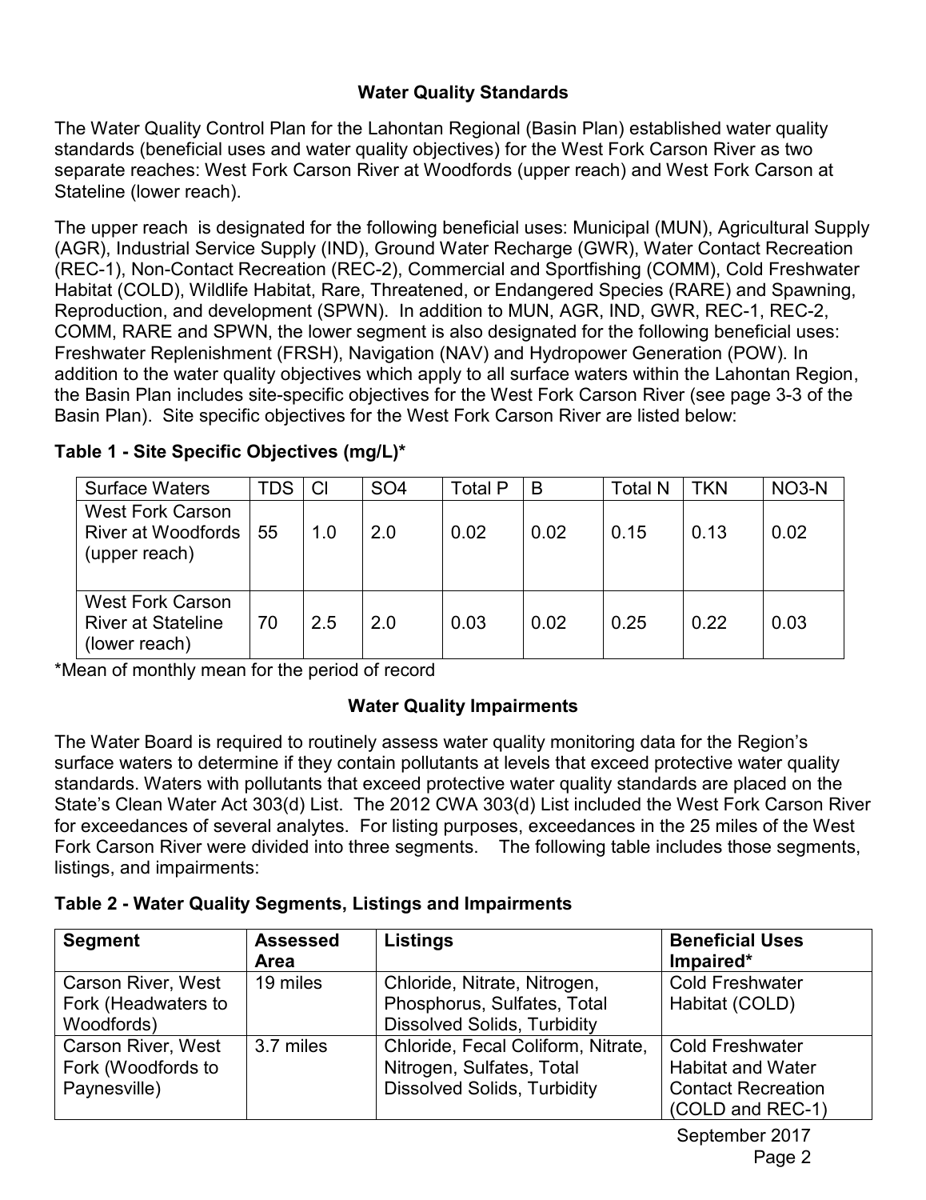## Water Quality Standards

The Water Quality Control Plan for the Lahontan Regional (Basin Plan) established water quality standards (beneficial uses and water quality objectives) for the West Fork Carson River as two separate reaches: West Fork Carson River at Woodfords (upper reach) and West Fork Carson at Stateline (lower reach).

The upper reach is designated for the following beneficial uses: Municipal (MUN), Agricultural Supply (AGR), Industrial Service Supply (IND), Ground Water Recharge (GWR), Water Contact Recreation (REC-1), Non-Contact Recreation (REC-2), Commercial and Sportfishing (COMM), Cold Freshwater Habitat (COLD), Wildlife Habitat, Rare, Threatened, or Endangered Species (RARE) and Spawning, Reproduction, and development (SPWN). In addition to MUN, AGR, IND, GWR, REC-1, REC-2, COMM, RARE and SPWN, the lower segment is also designated for the following beneficial uses: Freshwater Replenishment (FRSH), Navigation (NAV) and Hydropower Generation (POW). In addition to the water quality objectives which apply to all surface waters within the Lahontan Region, the Basin Plan includes site-specific objectives for the West Fork Carson River (see page 3-3 of the Basin Plan). Site specific objectives for the West Fork Carson River are listed below:

**Table 1 - Site Specific Objectives (mg/L)***

| Surface Waters | TDS | Cl | SO4 | Total P | B | Total N | TKN | NO3-N |
|---|---|---|---|---|---|---|---|---|
| West Fork Carson River at Woodfords (upper reach) | 55 | 1.0 | 2.0 | 0.02 | 0.02 | 0.15 | 0.13 | 0.02 |
| West Fork Carson River at Stateline (lower reach) | 70 | 2.5 | 2.0 | 0.03 | 0.02 | 0.25 | 0.22 | 0.03 |

*Mean of monthly mean for the period of record

## Water Quality Impairments

The Water Board is required to routinely assess water quality monitoring data for the Region's surface waters to determine if they contain pollutants at levels that exceed protective water quality standards. Waters with pollutants that exceed protective water quality standards are placed on the State's Clean Water Act 303(d) List. The 2012 CWA 303(d) List included the West Fork Carson River for exceedances of several analytes. For listing purposes, exceedances in the 25 miles of the West Fork Carson River were divided into three segments. The following table includes those segments, listings, and impairments:

**Table 2 - Water Quality Segments, Listings and Impairments**

| Segment | Assessed Area | Listings | Beneficial Uses Impaired* |
|---|---|---|---|
| Carson River, West Fork (Headwaters to Woodfords) | 19 miles | Chloride, Nitrate, Nitrogen, Phosphorus, Sulfates, Total Dissolved Solids, Turbidity | Cold Freshwater Habitat (COLD) |
| Carson River, West Fork (Woodfords to Paynesville) | 3.7 miles | Chloride, Fecal Coliform, Nitrate, Nitrogen, Sulfates, Total Dissolved Solids, Turbidity | Cold Freshwater Habitat and Water Contact Recreation (COLD and REC-1) |

September 2017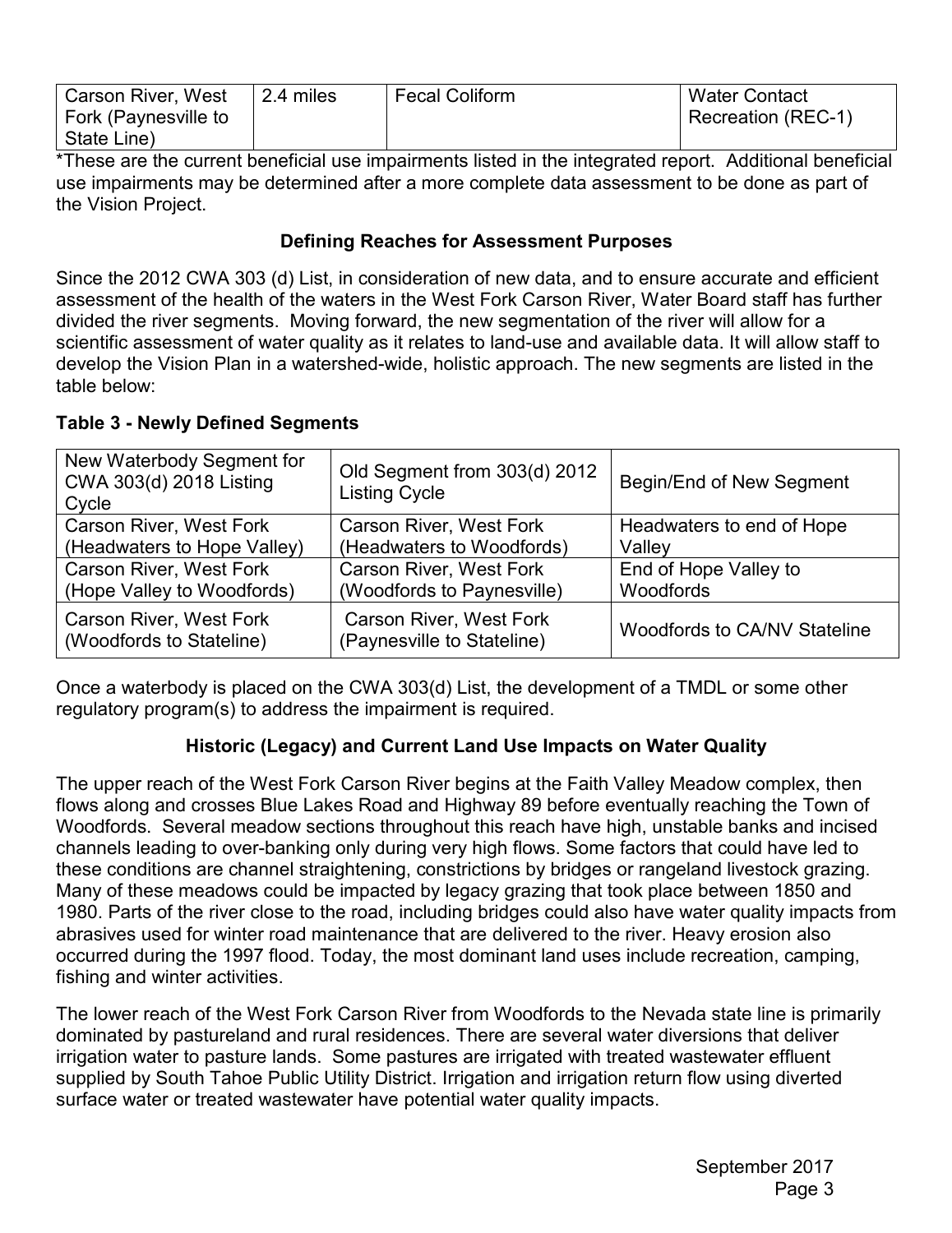| Carson River, West Fork (Paynesville to State Line) | 2.4 miles | Fecal Coliform | Water Contact Recreation (REC-1) |
|---|---|---|---|

*These are the current beneficial use impairments listed in the integrated report. Additional beneficial use impairments may be determined after a more complete data assessment to be done as part of the Vision Project.

## Defining Reaches for Assessment Purposes

Since the 2012 CWA 303 (d) List, in consideration of new data, and to ensure accurate and efficient assessment of the health of the waters in the West Fork Carson River, Water Board staff has further divided the river segments. Moving forward, the new segmentation of the river will allow for a scientific assessment of water quality as it relates to land-use and available data. It will allow staff to develop the Vision Plan in a watershed-wide, holistic approach. The new segments are listed in the table below:

**Table 3 - Newly Defined Segments**

| New Waterbody Segment for CWA 303(d) 2018 Listing Cycle | Old Segment from 303(d) 2012 Listing Cycle | Begin/End of New Segment |
|---|---|---|
| Carson River, West Fork (Headwaters to Hope Valley) | Carson River, West Fork (Headwaters to Woodfords) | Headwaters to end of Hope Valley |
| Carson River, West Fork (Hope Valley to Woodfords) | Carson River, West Fork (Woodfords to Paynesville) | End of Hope Valley to Woodfords |
| Carson River, West Fork (Woodfords to Stateline) | Carson River, West Fork (Paynesville to Stateline) | Woodfords to CA/NV Stateline |

Once a waterbody is placed on the CWA 303(d) List, the development of a TMDL or some other regulatory program(s) to address the impairment is required.

## Historic (Legacy) and Current Land Use Impacts on Water Quality

The upper reach of the West Fork Carson River begins at the Faith Valley Meadow complex, then flows along and crosses Blue Lakes Road and Highway 89 before eventually reaching the Town of Woodfords. Several meadow sections throughout this reach have high, unstable banks and incised channels leading to over-banking only during very high flows. Some factors that could have led to these conditions are channel straightening, constrictions by bridges or rangeland livestock grazing. Many of these meadows could be impacted by legacy grazing that took place between 1850 and 1980. Parts of the river close to the road, including bridges could also have water quality impacts from abrasives used for winter road maintenance that are delivered to the river. Heavy erosion also occurred during the 1997 flood. Today, the most dominant land uses include recreation, camping, fishing and winter activities.

The lower reach of the West Fork Carson River from Woodfords to the Nevada state line is primarily dominated by pastureland and rural residences. There are several water diversions that deliver irrigation water to pasture lands. Some pastures are irrigated with treated wastewater effluent supplied by South Tahoe Public Utility District. Irrigation and irrigation return flow using diverted surface water or treated wastewater have potential water quality impacts.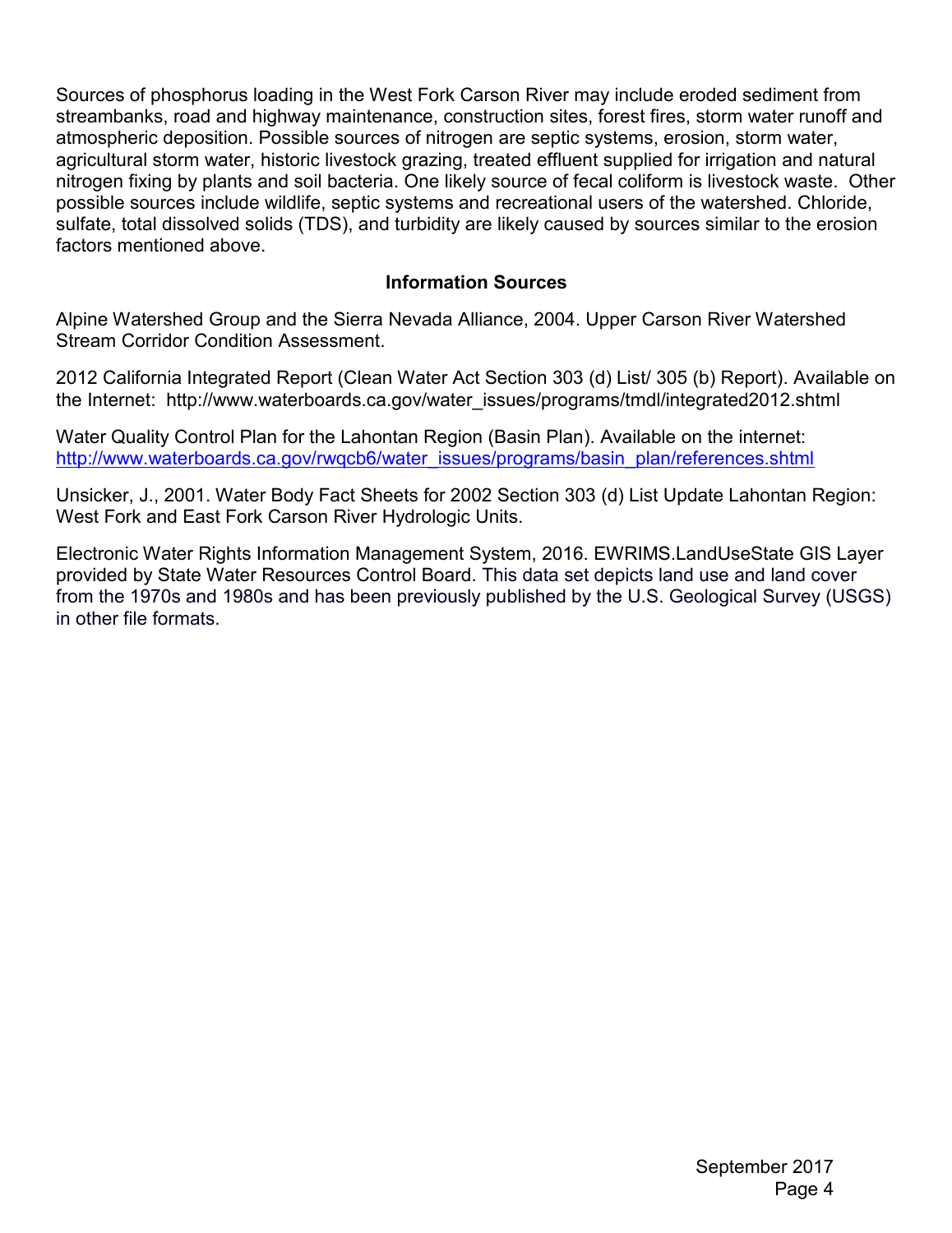Sources of phosphorus loading in the West Fork Carson River may include eroded sediment from streambanks, road and highway maintenance, construction sites, forest fires, storm water runoff and atmospheric deposition. Possible sources of nitrogen are septic systems, erosion, storm water, agricultural storm water, historic livestock grazing, treated effluent supplied for irrigation and natural nitrogen fixing by plants and soil bacteria. One likely source of fecal coliform is livestock waste. Other possible sources include wildlife, septic systems and recreational users of the watershed. Chloride, sulfate, total dissolved solids (TDS), and turbidity are likely caused by sources similar to the erosion factors mentioned above.

**Information Sources**

Alpine Watershed Group and the Sierra Nevada Alliance, 2004. Upper Carson River Watershed Stream Corridor Condition Assessment.

2012 California Integrated Report (Clean Water Act Section 303 (d) List/ 305 (b) Report). Available on the Internet: http://www.waterboards.ca.gov/water_issues/programs/tmdl/integrated2012.shtml

Water Quality Control Plan for the Lahontan Region (Basin Plan). Available on the internet: [http://www.waterboards.ca.gov/rwqcb6/water_issues/programs/basin_plan/references.shtml](http://www.waterboards.ca.gov/rwqcb6/water_issues/programs/basin_plan/references.shtml)

Unsicker, J., 2001. Water Body Fact Sheets for 2002 Section 303 (d) List Update Lahontan Region: West Fork and East Fork Carson River Hydrologic Units.

Electronic Water Rights Information Management System, 2016. EWRIMS.LandUseState GIS Layer provided by State Water Resources Control Board. This data set depicts land use and land cover from the 1970s and 1980s and has been previously published by the U.S. Geological Survey (USGS) in other file formats.

September 2017